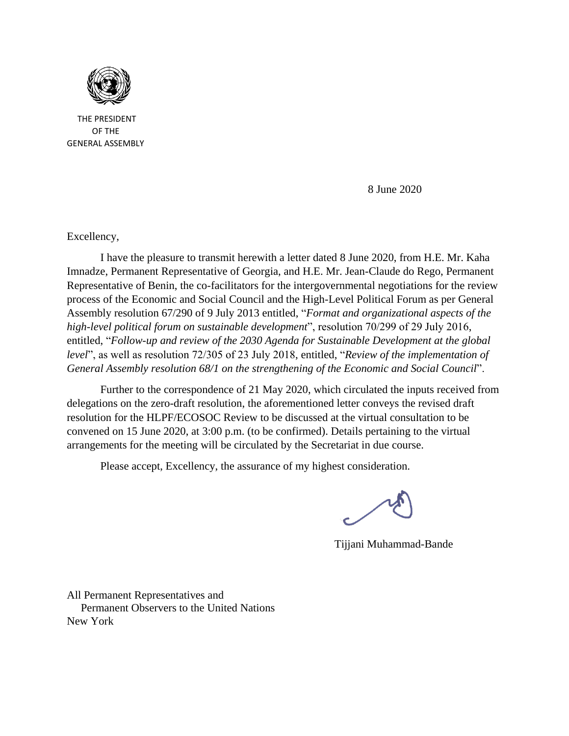THE PRESIDENT
OF THE
GENERAL ASSEMBLY

8 June 2020

Excellency,

I have the pleasure to transmit herewith a letter dated 8 June 2020, from H.E. Mr. Kaha Imnadze, Permanent Representative of Georgia, and H.E. Mr. Jean-Claude do Rego, Permanent Representative of Benin, the co-facilitators for the intergovernmental negotiations for the review process of the Economic and Social Council and the High-Level Political Forum as per General Assembly resolution 67/290 of 9 July 2013 entitled, "*Format and organizational aspects of the high-level political forum on sustainable development*", resolution 70/299 of 29 July 2016, entitled, "*Follow-up and review of the 2030 Agenda for Sustainable Development at the global level*", as well as resolution 72/305 of 23 July 2018, entitled, "*Review of the implementation of General Assembly resolution 68/1 on the strengthening of the Economic and Social Council*".

Further to the correspondence of 21 May 2020, which circulated the inputs received from delegations on the zero-draft resolution, the aforementioned letter conveys the revised draft resolution for the HLPF/ECOSOC Review to be discussed at the virtual consultation to be convened on 15 June 2020, at 3:00 p.m. (to be confirmed). Details pertaining to the virtual arrangements for the meeting will be circulated by the Secretariat in due course.

Please accept, Excellency, the assurance of my highest consideration.

Tijjani Muhammad-Bande

All Permanent Representatives and
Permanent Observers to the United Nations
New York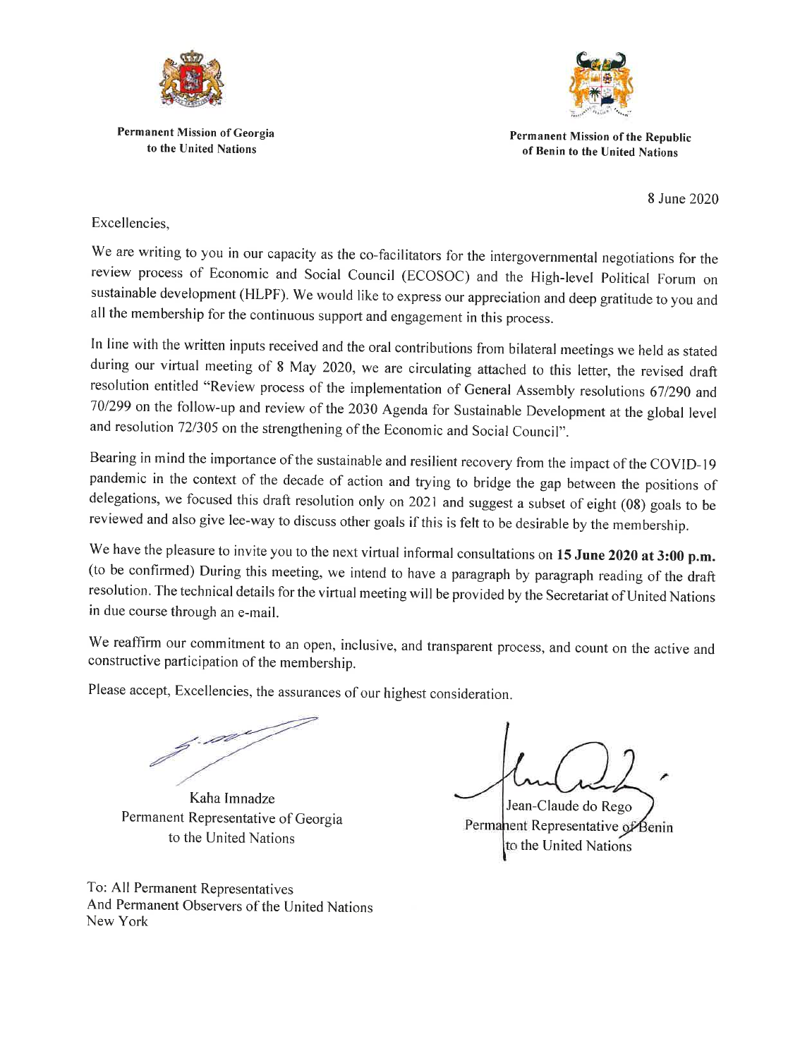**Permanent Mission of Georgia to the United Nations**

**Permanent Mission of the Republic of Benin to the United Nations**

8 June 2020

Excellencies,

We are writing to you in our capacity as the co-facilitators for the intergovernmental negotiations for the review process of Economic and Social Council (ECOSOC) and the High-level Political Forum on sustainable development (HLPF). We would like to express our appreciation and deep gratitude to you and all the membership for the continuous support and engagement in this process.

In line with the written inputs received and the oral contributions from bilateral meetings we held as stated during our virtual meeting of 8 May 2020, we are circulating attached to this letter, the revised draft resolution entitled "Review process of the implementation of General Assembly resolutions 67/290 and 70/299 on the follow-up and review of the 2030 Agenda for Sustainable Development at the global level and resolution 72/305 on the strengthening of the Economic and Social Council".

Bearing in mind the importance of the sustainable and resilient recovery from the impact of the COVID-19 pandemic in the context of the decade of action and trying to bridge the gap between the positions of delegations, we focused this draft resolution only on 2021 and suggest a subset of eight (08) goals to be reviewed and also give lee-way to discuss other goals if this is felt to be desirable by the membership.

We have the pleasure to invite you to the next virtual informal consultations on **15 June 2020 at 3:00 p.m.** (to be confirmed) During this meeting, we intend to have a paragraph by paragraph reading of the draft resolution. The technical details for the virtual meeting will be provided by the Secretariat of United Nations in due course through an e-mail.

We reaffirm our commitment to an open, inclusive, and transparent process, and count on the active and constructive participation of the membership.

Please accept, Excellencies, the assurances of our highest consideration.

Kaha Imnadze
Permanent Representative of Georgia
to the United Nations

Jean-Claude do Rego
Permanent Representative of Benin
to the United Nations

To: All Permanent Representatives
And Permanent Observers of the United Nations
New York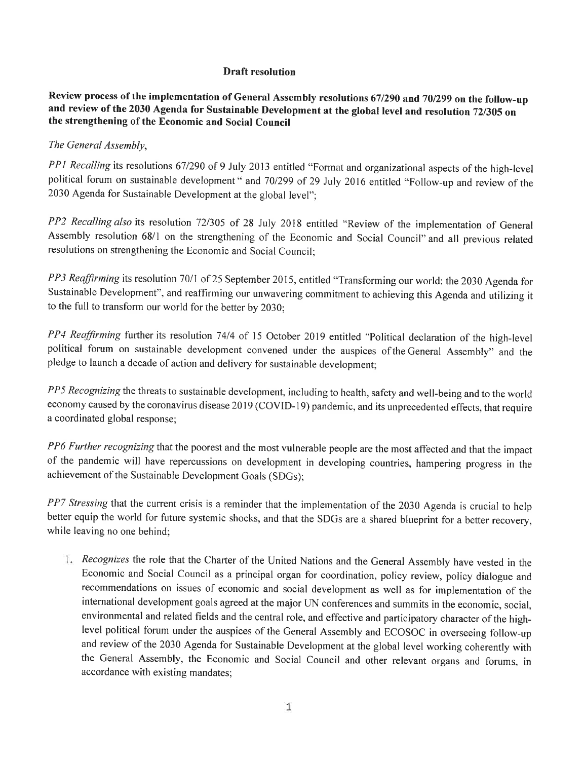**Draft resolution**

**Review process of the implementation of General Assembly resolutions 67/290 and 70/299 on the follow-up and review of the 2030 Agenda for Sustainable Development at the global level and resolution 72/305 on the strengthening of the Economic and Social Council**

*The General Assembly,*

*PP1 Recalling* its resolutions 67/290 of 9 July 2013 entitled "Format and organizational aspects of the high-level political forum on sustainable development" and 70/299 of 29 July 2016 entitled "Follow-up and review of the 2030 Agenda for Sustainable Development at the global level";

*PP2 Recalling also* its resolution 72/305 of 28 July 2018 entitled "Review of the implementation of General Assembly resolution 68/1 on the strengthening of the Economic and Social Council" and all previous related resolutions on strengthening the Economic and Social Council;

*PP3 Reaffirming* its resolution 70/1 of 25 September 2015, entitled "Transforming our world: the 2030 Agenda for Sustainable Development", and reaffirming our unwavering commitment to achieving this Agenda and utilizing it to the full to transform our world for the better by 2030;

*PP4 Reaffirming* further its resolution 74/4 of 15 October 2019 entitled "Political declaration of the high-level political forum on sustainable development convened under the auspices of the General Assembly" and the pledge to launch a decade of action and delivery for sustainable development;

*PP5 Recognizing* the threats to sustainable development, including to health, safety and well-being and to the world economy caused by the coronavirus disease 2019 (COVID-19) pandemic, and its unprecedented effects, that require a coordinated global response;

*PP6 Further recognizing* that the poorest and the most vulnerable people are the most affected and that the impact of the pandemic will have repercussions on development in developing countries, hampering progress in the achievement of the Sustainable Development Goals (SDGs);

*PP7 Stressing* that the current crisis is a reminder that the implementation of the 2030 Agenda is crucial to help better equip the world for future systemic shocks, and that the SDGs are a shared blueprint for a better recovery, while leaving no one behind;

1. *Recognizes* the role that the Charter of the United Nations and the General Assembly have vested in the Economic and Social Council as a principal organ for coordination, policy review, policy dialogue and recommendations on issues of economic and social development as well as for implementation of the international development goals agreed at the major UN conferences and summits in the economic, social, environmental and related fields and the central role, and effective and participatory character of the high-level political forum under the auspices of the General Assembly and ECOSOC in overseeing follow-up and review of the 2030 Agenda for Sustainable Development at the global level working coherently with the General Assembly, the Economic and Social Council and other relevant organs and forums, in accordance with existing mandates;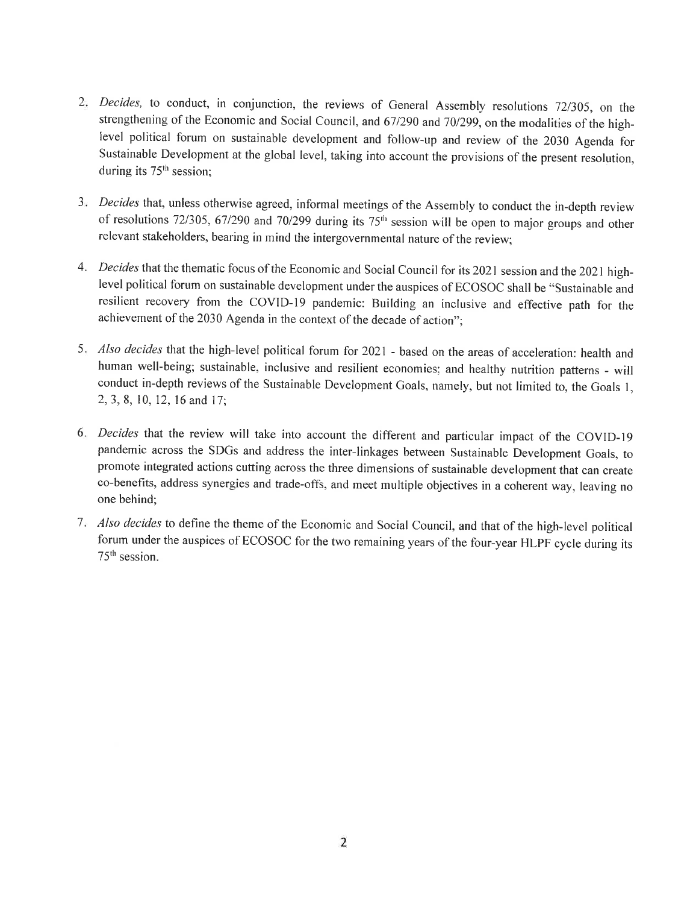2. *Decides,* to conduct, in conjunction, the reviews of General Assembly resolutions 72/305, on the strengthening of the Economic and Social Council, and 67/290 and 70/299, on the modalities of the high-level political forum on sustainable development and follow-up and review of the 2030 Agenda for Sustainable Development at the global level, taking into account the provisions of the present resolution, during its 75th session;

3. *Decides* that, unless otherwise agreed, informal meetings of the Assembly to conduct the in-depth review of resolutions 72/305, 67/290 and 70/299 during its 75th session will be open to major groups and other relevant stakeholders, bearing in mind the intergovernmental nature of the review;

4. *Decides* that the thematic focus of the Economic and Social Council for its 2021 session and the 2021 high-level political forum on sustainable development under the auspices of ECOSOC shall be "Sustainable and resilient recovery from the COVID-19 pandemic: Building an inclusive and effective path for the achievement of the 2030 Agenda in the context of the decade of action";

5. *Also decides* that the high-level political forum for 2021 - based on the areas of acceleration: health and human well-being; sustainable, inclusive and resilient economies; and healthy nutrition patterns - will conduct in-depth reviews of the Sustainable Development Goals, namely, but not limited to, the Goals 1, 2, 3, 8, 10, 12, 16 and 17;

6. *Decides* that the review will take into account the different and particular impact of the COVID-19 pandemic across the SDGs and address the inter-linkages between Sustainable Development Goals, to promote integrated actions cutting across the three dimensions of sustainable development that can create co-benefits, address synergies and trade-offs, and meet multiple objectives in a coherent way, leaving no one behind;

7. *Also decides* to define the theme of the Economic and Social Council, and that of the high-level political forum under the auspices of ECOSOC for the two remaining years of the four-year HLPF cycle during its 75th session.